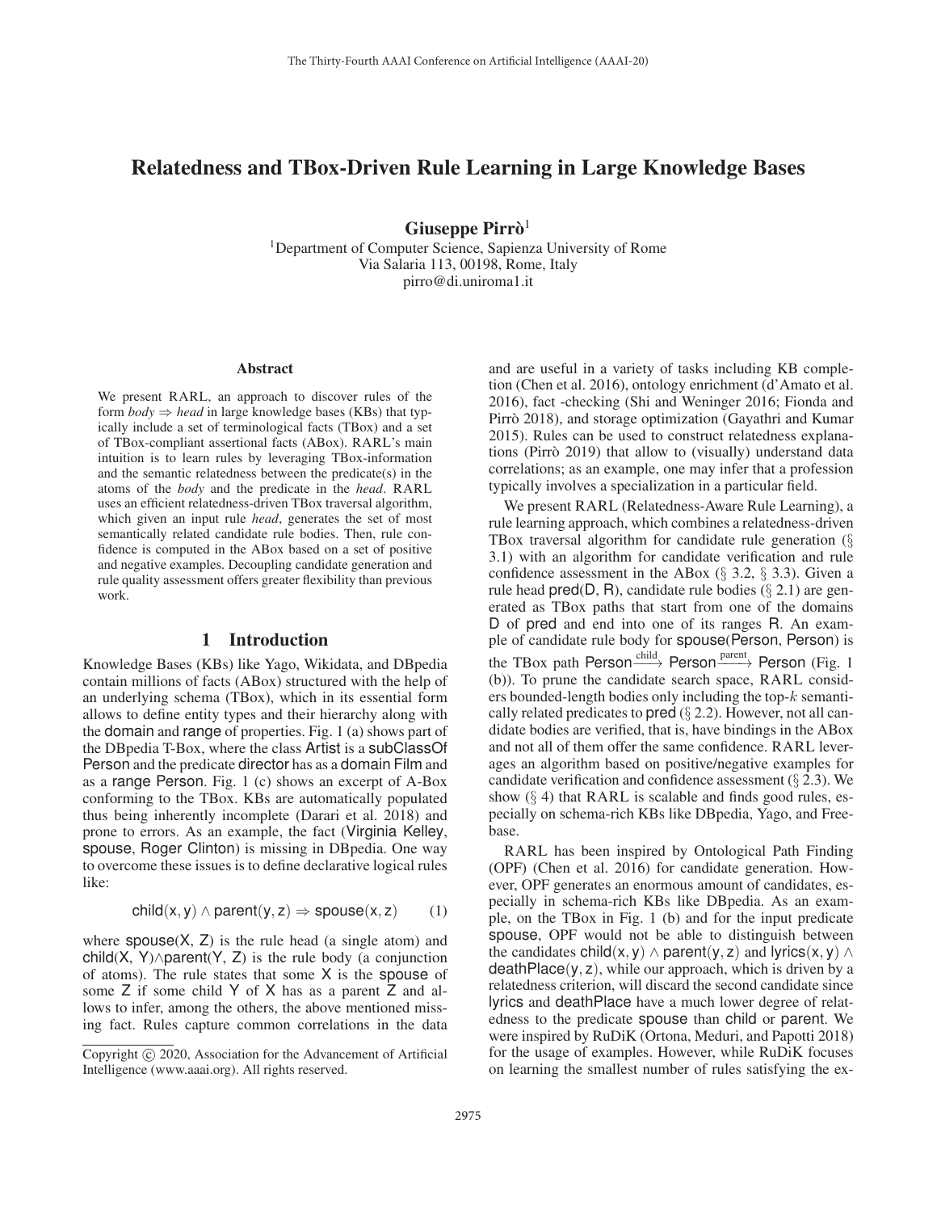# Relatedness and TBox-Driven Rule Learning in Large Knowledge Bases

**Giuseppe Pirrò**[1]

[1]Department of Computer Science, Sapienza University of Rome
Via Salaria 113, 00198, Rome, Italy
pirro@di.uniroma1.it

## Abstract

We present RARL, an approach to discover rules of the form *body* ⇒ *head* in large knowledge bases (KBs) that typically include a set of terminological facts (TBox) and a set of TBox-compliant assertional facts (ABox). RARL's main intuition is to learn rules by leveraging TBox-information and the semantic relatedness between the predicate(s) in the atoms of the *body* and the predicate in the *head*. RARL uses an efficient relatedness-driven TBox traversal algorithm, which given an input rule *head*, generates the set of most semantically related candidate rule bodies. Then, rule confidence is computed in the ABox based on a set of positive and negative examples. Decoupling candidate generation and rule quality assessment offers greater flexibility than previous work.

## 1 Introduction

Knowledge Bases (KBs) like Yago, Wikidata, and DBpedia contain millions of facts (ABox) structured with the help of an underlying schema (TBox), which in its essential form allows to define entity types and their hierarchy along with the domain and range of properties. Fig. 1 (a) shows part of the DBpedia T-Box, where the class Artist is a subClassOf Person and the predicate director has as a domain Film and as a range Person. Fig. 1 (c) shows an excerpt of A-Box conforming to the TBox. KBs are automatically populated thus being inherently incomplete (Darari et al. 2018) and prone to errors. As an example, the fact (Virginia Kelley, spouse, Roger Clinton) is missing in DBpedia. One way to overcome these issues is to define declarative logical rules like:

$$\mathsf{child}(\mathsf{x}, \mathsf{y}) \wedge \mathsf{parent}(\mathsf{y}, \mathsf{z}) \Rightarrow \mathsf{spouse}(\mathsf{x}, \mathsf{z}) \qquad (1)$$

where spouse(X, Z) is the rule head (a single atom) and child(X, Y)∧parent(Y, Z) is the rule body (a conjunction of atoms). The rule states that some X is the spouse of some Z if some child Y of X has as a parent Z and allows to infer, among the others, the above mentioned missing fact. Rules capture common correlations in the data and are useful in a variety of tasks including KB completion (Chen et al. 2016), ontology enrichment (d'Amato et al. 2016), fact -checking (Shi and Weninger 2016; Fionda and Pirrò 2018), and storage optimization (Gayathri and Kumar 2015). Rules can be used to construct relatedness explanations (Pirrò 2019) that allow to (visually) understand data correlations; as an example, one may infer that a profession typically involves a specialization in a particular field.

We present RARL (Relatedness-Aware Rule Learning), a rule learning approach, which combines a relatedness-driven TBox traversal algorithm for candidate rule generation (§ 3.1) with an algorithm for candidate verification and rule confidence assessment in the ABox (§ 3.2, § 3.3). Given a rule head pred(D, R), candidate rule bodies (§ 2.1) are generated as TBox paths that start from one of the domains D of pred and end into one of its ranges R. An example of candidate rule body for spouse(Person, Person) is the TBox path Person $\xrightarrow{\text{child}}$ Person $\xrightarrow{\text{parent}}$ Person (Fig. 1 (b)). To prune the candidate search space, RARL considers bounded-length bodies only including the top-$k$ semantically related predicates to pred (§ 2.2). However, not all candidate bodies are verified, that is, have bindings in the ABox and not all of them offer the same confidence. RARL leverages an algorithm based on positive/negative examples for candidate verification and confidence assessment (§ 2.3). We show (§ 4) that RARL is scalable and finds good rules, especially on schema-rich KBs like DBpedia, Yago, and Freebase.

RARL has been inspired by Ontological Path Finding (OPF) (Chen et al. 2016) for candidate generation. However, OPF generates an enormous amount of candidates, especially in schema-rich KBs like DBpedia. As an example, on the TBox in Fig. 1 (b) and for the input predicate spouse, OPF would not be able to distinguish between the candidates child(x, y) ∧ parent(y, z) and lyrics(x, y) ∧ deathPlace(y, z), while our approach, which is driven by a relatedness criterion, will discard the second candidate since lyrics and deathPlace have a much lower degree of relatedness to the predicate spouse than child or parent. We were inspired by RuDiK (Ortona, Meduri, and Papotti 2018) for the usage of examples. However, while RuDiK focuses on learning the smallest number of rules satisfying the ex-

Copyright © 2020, Association for the Advancement of Artificial Intelligence (www.aaai.org). All rights reserved.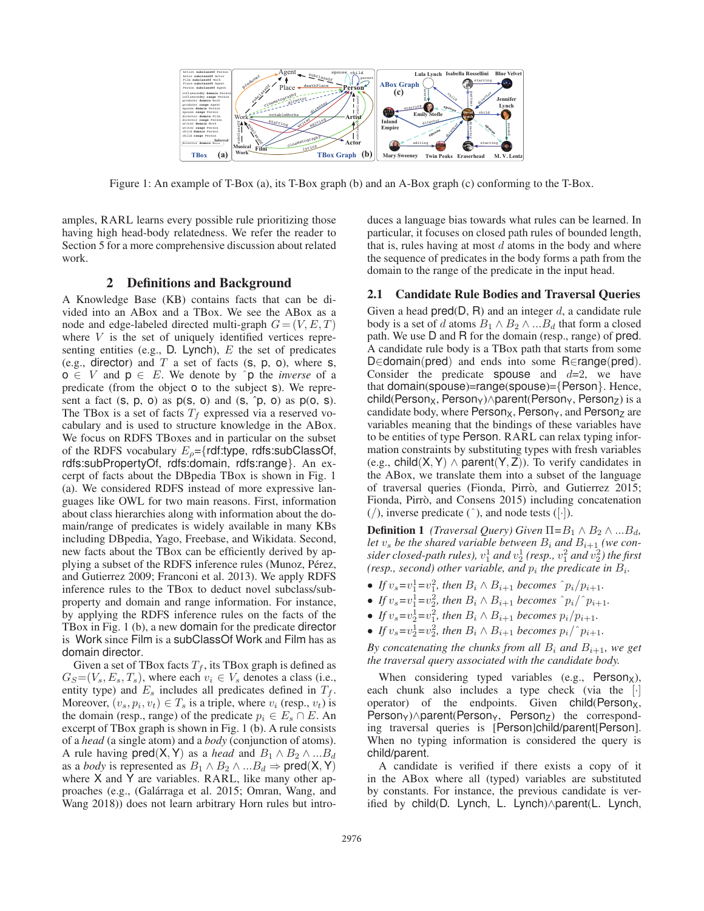Figure 1: An example of T-Box (a), its T-Box graph (b) and an A-Box graph (c) conforming to the T-Box.

amples, RARL learns every possible rule prioritizing those having high head-body relatedness. We refer the reader to Section 5 for a more comprehensive discussion about related work.

## 2 Definitions and Background

A Knowledge Base (KB) contains facts that can be divided into an ABox and a TBox. We see the ABox as a node and edge-labeled directed multi-graph $G=(V, E, T)$ where $V$ is the set of uniquely identified vertices representing entities (e.g., D. Lynch), $E$ the set of predicates (e.g., director) and $T$ a set of facts (s, p, o), where s, o $\in V$ and p $\in E$. We denote by $\hat{}$p the *inverse* of a predicate (from the object o to the subject s). We represent a fact (s, p, o) as p(s, o) and (s, $\hat{}$p, o) as p(o, s). The TBox is a set of facts $T_f$ expressed via a reserved vocabulary and is used to structure knowledge in the ABox. We focus on RDFS TBoxes and in particular on the subset of the RDFS vocabulary $E_\rho$={rdf:type, rdfs:subClassOf, rdfs:subPropertyOf, rdfs:domain, rdfs:range}. An excerpt of facts about the DBpedia TBox is shown in Fig. 1 (a). We considered RDFS instead of more expressive languages like OWL for two main reasons. First, information about class hierarchies along with information about the domain/range of predicates is widely available in many KBs including DBpedia, Yago, Freebase, and Wikidata. Second, new facts about the TBox can be efficiently derived by applying a subset of the RDFS inference rules (Munoz, Pérez, and Gutierrez 2009; Franconi et al. 2013). We apply RDFS inference rules to the TBox to deduct novel subclass/subproperty and domain and range information. For instance, by applying the RDFS inference rules on the facts of the TBox in Fig. 1 (b), a new domain for the predicate director is Work since Film is a subClassOf Work and Film has as domain director.

Given a set of TBox facts $T_f$, its TBox graph is defined as $G_S=(V_s, E_s, T_s)$, where each $v_i \in V_s$ denotes a class (i.e., entity type) and $E_s$ includes all predicates defined in $T_f$. Moreover, $(v_s, p_i, v_t) \in T_s$ is a triple, where $v_i$ (resp., $v_t$) is the domain (resp., range) of the predicate $p_i \in E_s \cap E$. An excerpt of TBox graph is shown in Fig. 1 (b). A rule consists of a *head* (a single atom) and a *body* (conjunction of atoms). A rule having pred(X, Y) as a *head* and $B_1 \wedge B_2 \wedge ...B_d$ as a *body* is represented as $B_1 \wedge B_2 \wedge ...B_d \Rightarrow$ pred(X, Y) where X and Y are variables. RARL, like many other approaches (e.g., (Galárraga et al. 2015; Omran, Wang, and Wang 2018)) does not learn arbitrary Horn rules but introduces a language bias towards what rules can be learned. In particular, it focuses on closed path rules of bounded length, that is, rules having at most $d$ atoms in the body and where the sequence of predicates in the body forms a path from the domain to the range of the predicate in the input head.

### 2.1 Candidate Rule Bodies and Traversal Queries

Given a head pred(D, R) and an integer $d$, a candidate rule body is a set of $d$ atoms $B_1 \wedge B_2 \wedge ...B_d$ that form a closed path. We use D and R for the domain (resp., range) of pred. A candidate rule body is a TBox path that starts from some D$\in$domain(pred) and ends into some R$\in$range(pred). Consider the predicate spouse and $d$=2, we have that domain(spouse)=range(spouse)={Person}. Hence, child(Person$_X$, Person$_Y$)$\wedge$parent(Person$_Y$, Person$_Z$) is a candidate body, where Person$_X$, Person$_Y$, and Person$_Z$ are variables meaning that the bindings of these variables have to be entities of type Person. RARL can relax typing information constraints by substituting types with fresh variables (e.g., child(X, Y) $\wedge$ parent(Y, Z)). To verify candidates in the ABox, we translate them into a subset of the language of traversal queries (Fionda, Pirrò, and Gutierrez 2015; Fionda, Pirrò, and Consens 2015) including concatenation (/), inverse predicate ($\hat{}$), and node tests ([·]).

**Definition 1** *(Traversal Query) Given* $\Pi$=$B_1 \wedge B_2 \wedge ...B_d$, *let* $v_s$ *be the shared variable between* $B_i$ *and* $B_{i+1}$ *(we consider closed-path rules),* $v_1^1$ *and* $v_2^1$ *(resp.,* $v_1^2$ *and* $v_2^2$*) the first (resp., second) other variable, and* $p_i$ *the predicate in* $B_i$.

- *If* $v_s$=$v_1^1$=$v_1^2$, *then* $B_i \wedge B_{i+1}$ *becomes* $\hat{}p_i/p_{i+1}$.
- *If* $v_s$=$v_1^1$=$v_2^2$, *then* $B_i \wedge B_{i+1}$ *becomes* $\hat{}p_i/\hat{}p_{i+1}$.
- *If* $v_s$=$v_2^1$=$v_1^2$, *then* $B_i \wedge B_{i+1}$ *becomes* $p_i/p_{i+1}$.
- *If* $v_s$=$v_2^1$=$v_2^2$, *then* $B_i \wedge B_{i+1}$ *becomes* $p_i/\hat{}p_{i+1}$.

*By concatenating the chunks from all* $B_i$ *and* $B_{i+1}$*, we get the traversal query associated with the candidate body.*

When considering typed variables (e.g., Person$_X$), each chunk also includes a type check (via the [·] operator) of the endpoints. Given child(Person$_X$, Person$_Y$)$\wedge$parent(Person$_Y$, Person$_Z$) the corresponding traversal queries is [Person]child/parent[Person]. When no typing information is considered the query is child/parent.

A candidate is verified if there exists a copy of it in the ABox where all (typed) variables are substituted by constants. For instance, the previous candidate is verified by child(D. Lynch, L. Lynch)$\wedge$parent(L. Lynch,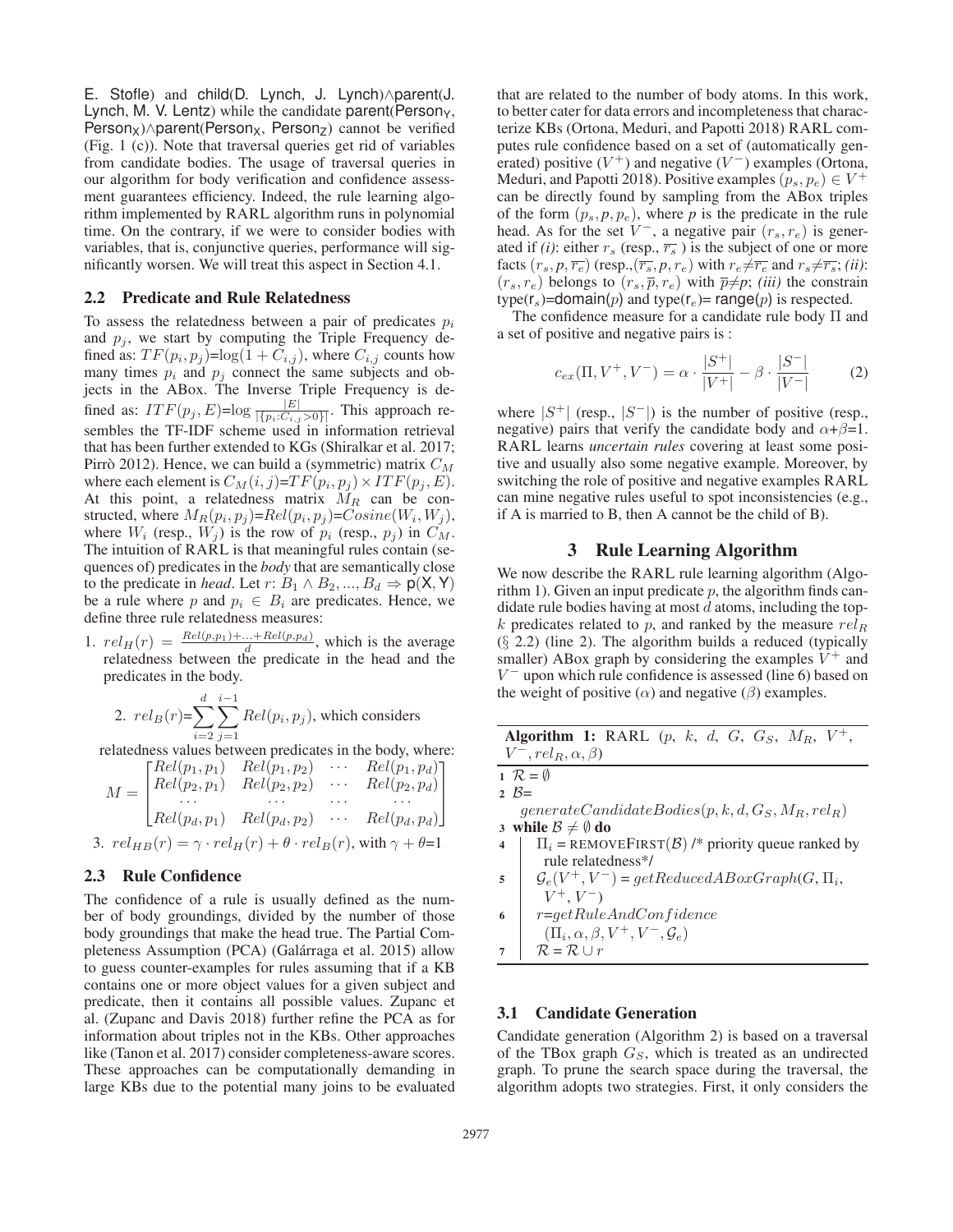E. Stofle) and child(D. Lynch, J. Lynch)∧parent(J. Lynch, M. V. Lentz) while the candidate parent(Person$_Y$, Person$_X$)∧parent(Person$_X$, Person$_Z$) cannot be verified (Fig. 1 (c)). Note that traversal queries get rid of variables from candidate bodies. The usage of traversal queries in our algorithm for body verification and confidence assessment guarantees efficiency. Indeed, the rule learning algorithm implemented by RARL algorithm runs in polynomial time. On the contrary, if we were to consider bodies with variables, that is, conjunctive queries, performance will significantly worsen. We will treat this aspect in Section 4.1.

## 2.2 Predicate and Rule Relatedness

To assess the relatedness between a pair of predicates $p_i$ and $p_j$, we start by computing the Triple Frequency defined as: $TF(p_i, p_j)$=log$(1 + C_{i,j})$, where $C_{i,j}$ counts how many times $p_i$ and $p_j$ connect the same subjects and objects in the ABox. The Inverse Triple Frequency is defined as: $ITF(p_j, E)$=log $\frac{|E|}{|\{p_i:C_{i,j}>0\}|}$. This approach resembles the TF-IDF scheme used in information retrieval that has been further extended to KGs (Shiralkar et al. 2017; Pirrò 2012). Hence, we can build a (symmetric) matrix $C_M$ where each element is $C_M(i, j)$=$TF(p_i, p_j) \times ITF(p_j, E)$. At this point, a relatedness matrix $M_R$ can be constructed, where $M_R(p_i, p_j)$=$Rel(p_i, p_j)$=$Cosine(W_i, W_j)$, where $W_i$ (resp., $W_j$) is the row of $p_i$ (resp., $p_j$) in $C_M$. The intuition of RARL is that meaningful rules contain (sequences of) predicates in the *body* that are semantically close to the predicate in *head*. Let $r$: $B_1 \wedge B_2, ..., B_d \Rightarrow$ p(X, Y) be a rule where $p$ and $p_i \in B_i$ are predicates. Hence, we define three rule relatedness measures:

1. $rel_H(r) = \frac{Rel(p,p_1)+...+Rel(p,p_d)}{d}$, which is the average relatedness between the predicate in the head and the predicates in the body.

2. $rel_B(r)$=$\sum_{i=2}^{d}\sum_{j=1}^{i-1} Rel(p_i, p_j)$, which considers relatedness values between predicates in the body, where:

$$M = \begin{bmatrix} Rel(p_1, p_1) & Rel(p_1, p_2) & \cdots & Rel(p_1, p_d) \\ Rel(p_2, p_1) & Rel(p_2, p_2) & \cdots & Rel(p_2, p_d) \\ \cdots & \cdots & \cdots & \cdots \\ Rel(p_d, p_1) & Rel(p_d, p_2) & \cdots & Rel(p_d, p_d) \end{bmatrix}$$

3. $rel_{HB}(r) = \gamma \cdot rel_H(r) + \theta \cdot rel_B(r)$, with $\gamma + \theta$=1

## 2.3 Rule Confidence

The confidence of a rule is usually defined as the number of body groundings, divided by the number of those body groundings that make the head true. The Partial Completeness Assumption (PCA) (Galárraga et al. 2015) allow to guess counter-examples for rules assuming that if a KB contains one or more object values for a given subject and predicate, then it contains all possible values. Zupanc et al. (Zupanc and Davis 2018) further refine the PCA as for information about triples not in the KBs. Other approaches like (Tanon et al. 2017) consider completeness-aware scores. These approaches can be computationally demanding in large KBs due to the potential many joins to be evaluated that are related to the number of body atoms. In this work, to better cater for data errors and incompleteness that characterize KBs (Ortona, Meduri, and Papotti 2018) RARL computes rule confidence based on a set of (automatically generated) positive ($V^+$) and negative ($V^-$) examples (Ortona, Meduri, and Papotti 2018). Positive examples $(p_s, p_e) \in V^+$ can be directly found by sampling from the ABox triples of the form $(p_s, p, p_e)$, where *p* is the predicate in the rule head. As for the set $V^-$, a negative pair $(r_s, r_e)$ is generated if *(i)*: either $r_s$ (resp., $\overline{r_s}$ ) is the subject of one or more facts $(r_s, p, \overline{r_e})$ (resp.,$(\overline{r_s}, p, r_e)$ with $r_e {\neq} \overline{r_e}$ and $r_s {\neq} \overline{r_s}$; *(ii)*: $(r_s, r_e)$ belongs to $(r_s, \overline{p}, r_e)$ with $\overline{p}{\neq}p$; *(iii)* the constrain type(r$_s$)=domain($p$) and type(r$_e$)= range($p$) is respected.

The confidence measure for a candidate rule body $\Pi$ and a set of positive and negative pairs is :

$$c_{ex}(\Pi, V^+, V^-) = \alpha \cdot \frac{|S^+|}{|V^+|} - \beta \cdot \frac{|S^-|}{|V^-|} \qquad (2)$$

where $|S^+|$ (resp., $|S^-|$) is the number of positive (resp., negative) pairs that verify the candidate body and $\alpha$+$\beta$=1. RARL learns *uncertain rules* covering at least some positive and usually also some negative example. Moreover, by switching the role of positive and negative examples RARL can mine negative rules useful to spot inconsistencies (e.g., if A is married to B, then A cannot be the child of B).

# 3 Rule Learning Algorithm

We now describe the RARL rule learning algorithm (Algorithm 1). Given an input predicate $p$, the algorithm finds candidate rule bodies having at most $d$ atoms, including the top-$k$ predicates related to $p$, and ranked by the measure $rel_R$ (§ 2.2) (line 2). The algorithm builds a reduced (typically smaller) ABox graph by considering the examples $V^+$ and $V^-$ upon which rule confidence is assessed (line 6) based on the weight of positive ($\alpha$) and negative ($\beta$) examples.

**Algorithm 1:** RARL ($p$, $k$, $d$, $G$, $G_S$, $M_R$, $V^+$, $V^-$, $rel_R$, $\alpha$, $\beta$)

```
1  R = ∅
2  B = generateCandidateBodies(p, k, d, G_S, M_R, rel_R)
3  while B ≠ ∅ do
4      Π_i = REMOVEFIRST(B) /* priority queue ranked by rule relatedness*/
5      G_e(V+, V-) = getReducedABoxGraph(G, Π_i, V+, V-)
6      r = getRuleAndConfidence(Π_i, α, β, V+, V-, G_e)
7      R = R ∪ r
```

## 3.1 Candidate Generation

Candidate generation (Algorithm 2) is based on a traversal of the TBox graph $G_S$, which is treated as an undirected graph. To prune the search space during the traversal, the algorithm adopts two strategies. First, it only considers the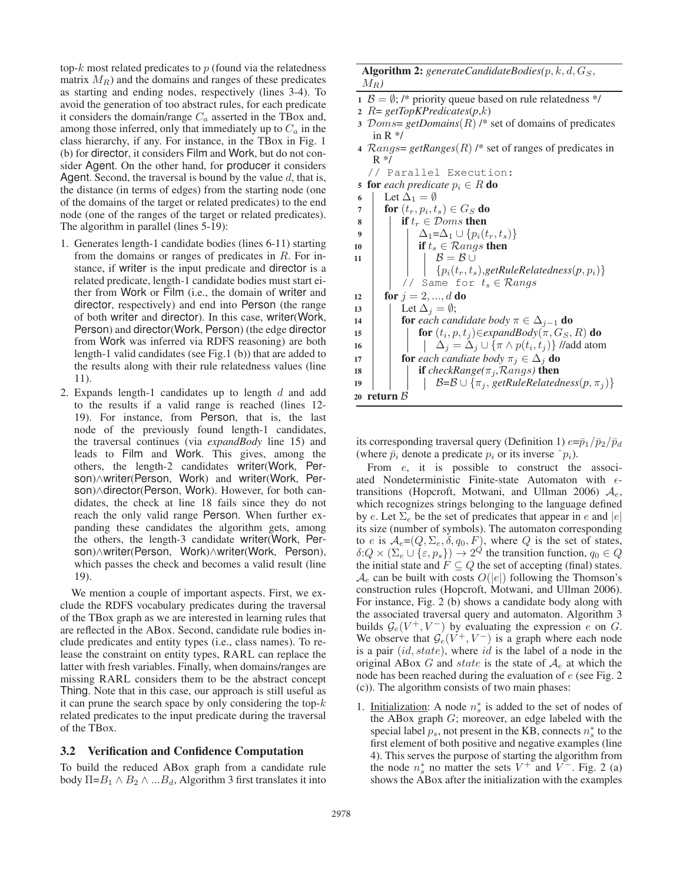top-$k$ most related predicates to $p$ (found via the relatedness matrix $M_R$) and the domains and ranges of these predicates as starting and ending nodes, respectively (lines 3-4). To avoid the generation of too abstract rules, for each predicate it considers the domain/range $C_a$ asserted in the TBox and, among those inferred, only that immediately up to $C_a$ in the class hierarchy, if any. For instance, in the TBox in Fig. 1 (b) for director, it considers Film and Work, but do not consider Agent. On the other hand, for producer it considers Agent. Second, the traversal is bound by the value $d$, that is, the distance (in terms of edges) from the starting node (one of the domains of the target or related predicates) to the end node (one of the ranges of the target or related predicates). The algorithm in parallel (lines 5-19):

1. Generates length-1 candidate bodies (lines 6-11) starting from the domains or ranges of predicates in $R$. For instance, if writer is the input predicate and director is a related predicate, length-1 candidate bodies must start either from Work or Film (i.e., the domain of writer and director, respectively) and end into Person (the range of both writer and director). In this case, writer(Work, Person) and director(Work, Person) (the edge director from Work was inferred via RDFS reasoning) are both length-1 valid candidates (see Fig.1 (b)) that are added to the results along with their rule relatedness values (line 11).
2. Expands length-1 candidates up to length $d$ and add to the results if a valid range is reached (lines 12-19). For instance, from Person, that is, the last node of the previously found length-1 candidates, the traversal continues (via *expandBody* line 15) and leads to Film and Work. This gives, among the others, the length-2 candidates writer(Work, Person)∧writer(Person, Work) and writer(Work, Person)∧director(Person, Work). However, for both candidates, the check at line 18 fails since they do not reach the only valid range Person. When further expanding these candidates the algorithm gets, among the others, the length-3 candidate writer(Work, Person)∧writer(Person, Work)∧writer(Work, Person), which passes the check and becomes a valid result (line 19).

We mention a couple of important aspects. First, we exclude the RDFS vocabulary predicates during the traversal of the TBox graph as we are interested in learning rules that are reflected in the ABox. Second, candidate rule bodies include predicates and entity types (i.e., class names). To release the constraint on entity types, RARL can replace the latter with fresh variables. Finally, when domains/ranges are missing RARL considers them to be the abstract concept Thing. Note that in this case, our approach is still useful as it can prune the search space by only considering the top-$k$ related predicates to the input predicate during the traversal of the TBox.

### 3.2 Verification and Confidence Computation

To build the reduced ABox graph from a candidate rule body $\Pi$=$B_1 \wedge B_2 \wedge ... B_d$, Algorithm 3 first translates it into its corresponding traversal query (Definition 1) $e$=$\bar{p}_1/\bar{p}_2/\bar{p}_d$ (where $\bar{p}_i$ denote a predicate $p_i$ or its inverse $\hat{\ } p_i$).

**Algorithm 2:** *generateCandidateBodies*($p, k, d, G_S, M_R$)

```
1  B = ∅; /* priority queue based on rule relatedness */
2  R= getTopKPredicates(p,k)
3  Doms= getDomains(R) /* set of domains of predicates in R */
4  Ranges= getRanges(R) /* set of ranges of predicates in R */
   // Parallel Execution:
5  for each predicate p_i ∈ R do
6      Let Δ_1 = ∅
7      for (t_r, p_i, t_s) ∈ G_S do
8          if t_r ∈ Doms then
9              Δ_1=Δ_1 ∪ {p_i(t_r, t_s)}
10             if t_s ∈ Ranges then
11                 B = B ∪ {p_i(t_r, t_s),getRuleRelatedness(p, p_i)}
           // Same for t_s ∈ Ranges
12     for j = 2, ..., d do
13         Let Δ_j = ∅;
14         for each candidate body π ∈ Δ_{j-1} do
15             for (t_i, p, t_j)∈expandBody(π, G_S, R) do
16                 Δ_j = Δ_j ∪ {π ∧ p(t_i, t_j)} //add atom
17         for each candiate body π_j ∈ Δ_j do
18             if checkRange(π_j, Ranges) then
19                 B=B ∪ {π_j, getRuleRelatedness(p, π_j)}
20 return B
```

From $e$, it is possible to construct the associated Nondeterministic Finite-state Automaton with $\epsilon$-transitions (Hopcroft, Motwani, and Ullman 2006) $\mathcal{A}_e$, which recognizes strings belonging to the language defined by $e$. Let $\Sigma_e$ be the set of predicates that appear in $e$ and $|e|$ its size (number of symbols). The automaton corresponding to $e$ is $\mathcal{A}_e$=$(Q, \Sigma_e, \delta, q_0, F)$, where $Q$ is the set of states, $\delta$:$Q \times (\Sigma_e \cup \{\varepsilon, p_s\}) \rightarrow 2^Q$ the transition function, $q_0 \in Q$ the initial state and $F \subseteq Q$ the set of accepting (final) states. $\mathcal{A}_e$ can be built with costs $O(|e|)$ following the Thomson's construction rules (Hopcroft, Motwani, and Ullman 2006). For instance, Fig. 2 (b) shows a candidate body along with the associated traversal query and automaton. Algorithm 3 builds $\mathcal{G}_e(V^+, V^-)$ by evaluating the expression $e$ on $G$. We observe that $\mathcal{G}_e(V^+, V^-)$ is a graph where each node is a pair $(id, state)$, where $id$ is the label of a node in the original ABox $G$ and $state$ is the state of $\mathcal{A}_e$ at which the node has been reached during the evaluation of $e$ (see Fig. 2 (c)). The algorithm consists of two main phases:

1. Initialization: A node $n_s^*$ is added to the set of nodes of the ABox graph $G$; moreover, an edge labeled with the special label $p_s$, not present in the KB, connects $n_s^*$ to the first element of both positive and negative examples (line 4). This serves the purpose of starting the algorithm from the node $n_s^*$ no matter the sets $V^+$ and $V^-$. Fig. 2 (a) shows the ABox after the initialization with the examples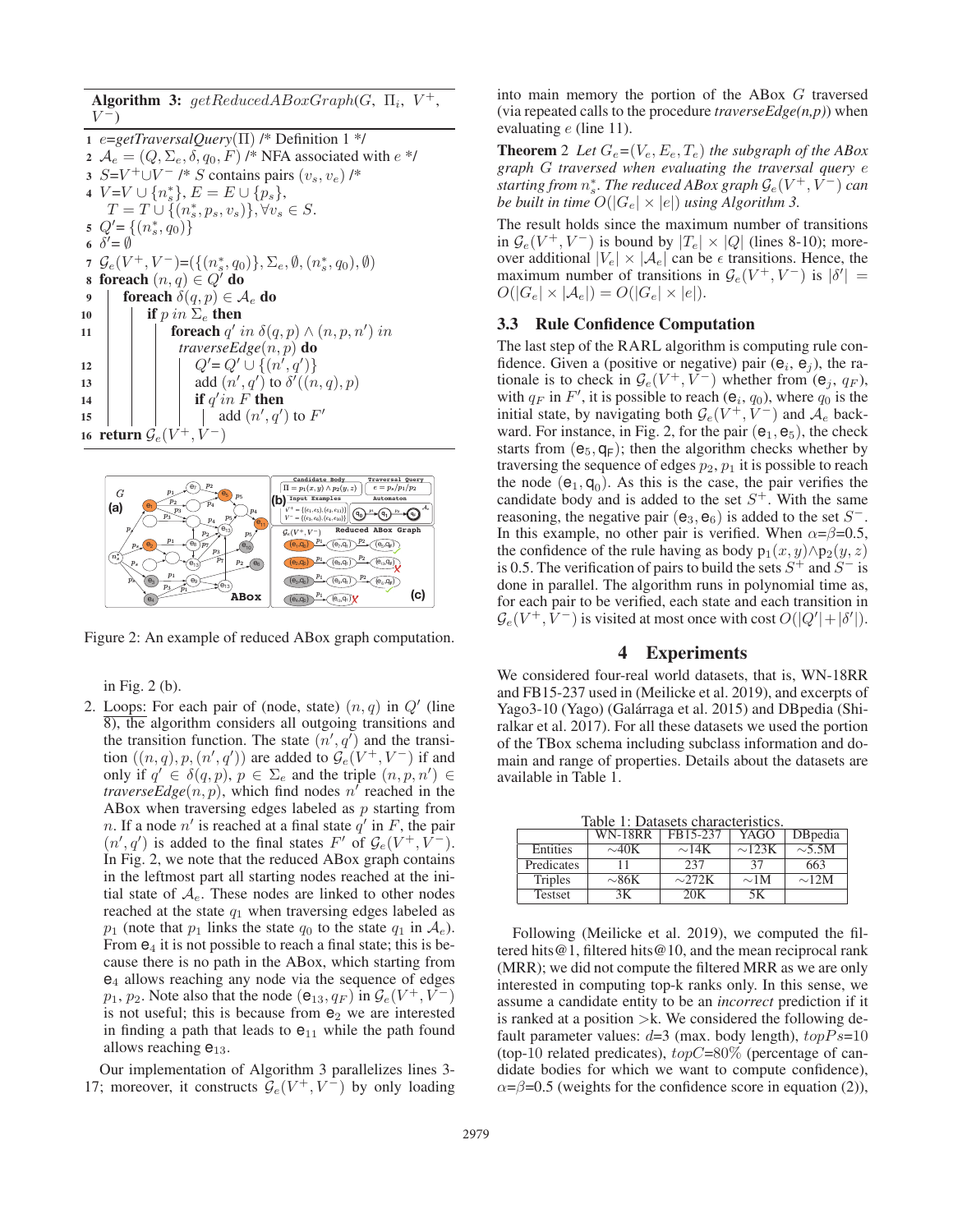**Algorithm 3:** $getReducedABoxGraph(G,\ \Pi_i,\ V^+,\ V^-)$

```
1  e=getTraversalQuery(Π) /* Definition 1 */
2  A_e = (Q, Σ_e, δ, q_0, F) /* NFA associated with e */
3  S=V⁺∪V⁻ /* S contains pairs (v_s, v_e) /*
4  V=V ∪ {n*_s}, E = E ∪ {p_s},
     T = T ∪ {(n*_s, p_s, v_s)}, ∀v_s ∈ S.
5  Q'= {(n*_s, q_0)}
6  δ'= ∅
7  G_e(V⁺, V⁻)=({(n*_s, q_0)}, Σ_e, ∅, (n*_s, q_0), ∅)
8  foreach (n, q) ∈ Q' do
9      foreach δ(q, p) ∈ A_e do
10         if p in Σ_e then
11             foreach q' in δ(q, p) ∧ (n, p, n') in
                 traverseEdge(n, p) do
12                 Q'= Q' ∪ {(n', q')}
13                 add (n', q') to δ'((n, q), p)
14                 if q' in F then
15                     add (n', q') to F'
16 return G_e(V⁺, V⁻)
```

Figure 2: An example of reduced ABox graph computation.

in Fig. 2 (b).

2. Loops: For each pair of (node, state) $(n, q)$ in $Q'$ (line 8), the algorithm considers all outgoing transitions and the transition function. The state $(n', q')$ and the transition $((n, q), p, (n', q'))$ are added to $\mathcal{G}_e(V^+, V^-)$ if and only if $q' \in \delta(q, p)$, $p \in \Sigma_e$ and the triple $(n, p, n') \in$ *traverseEdge*$(n, p)$, which find nodes $n'$ reached in the ABox when traversing edges labeled as $p$ starting from $n$. If a node $n'$ is reached at a final state $q'$ in $F$, the pair $(n', q')$ is added to the final states $F'$ of $\mathcal{G}_e(V^+, V^-)$. In Fig. 2, we note that the reduced ABox graph contains in the leftmost part all starting nodes reached at the initial state of $\mathcal{A}_e$. These nodes are linked to other nodes reached at the state $q_1$ when traversing edges labeled as $p_1$ (note that $p_1$ links the state $q_0$ to the state $q_1$ in $\mathcal{A}_e$). From $e_4$ it is not possible to reach a final state; this is because there is no path in the ABox, which starting from $e_4$ allows reaching any node via the sequence of edges $p_1$, $p_2$. Note also that the node $(e_{13}, q_F)$ in $\mathcal{G}_e(V^+, V^-)$ is not useful; this is because from $e_2$ we are interested in finding a path that leads to $e_{11}$ while the path found allows reaching $e_{13}$.

Our implementation of Algorithm 3 parallelizes lines 3-17; moreover, it constructs $\mathcal{G}_e(V^+, V^-)$ by only loading into main memory the portion of the ABox $G$ traversed (via repeated calls to the procedure *traverseEdge(n,p)*) when evaluating $e$ (line 11).

**Theorem 2** *Let $G_e$=$(V_e, E_e, T_e)$ the subgraph of the ABox graph $G$ traversed when evaluating the traversal query $e$ starting from $n^*_s$. The reduced ABox graph $\mathcal{G}_e(V^+, V^-)$ can be built in time $O(|G_e| \times |e|)$ using Algorithm 3.*

The result holds since the maximum number of transitions in $\mathcal{G}_e(V^+, V^-)$ is bound by $|T_e| \times |Q|$ (lines 8-10); moreover additional $|V_e| \times |\mathcal{A}_e|$ can be $\epsilon$ transitions. Hence, the maximum number of transitions in $\mathcal{G}_e(V^+, V^-)$ is $|\delta'| = O(|G_e| \times |\mathcal{A}_e|) = O(|G_e| \times |e|)$.

### 3.3 Rule Confidence Computation

The last step of the RARL algorithm is computing rule confidence. Given a (positive or negative) pair $(e_i, e_j)$, the rationale is to check in $\mathcal{G}_e(V^+, V^-)$ whether from $(e_j, q_F)$, with $q_F$ in $F'$, it is possible to reach $(e_i, q_0)$, where $q_0$ is the initial state, by navigating both $\mathcal{G}_e(V^+, V^-)$ and $\mathcal{A}_e$ backward. For instance, in Fig. 2, for the pair $(e_1, e_5)$, the check starts from $(e_5, q_F)$; then the algorithm checks whether by traversing the sequence of edges $p_2$, $p_1$ it is possible to reach the node $(e_1, q_0)$. As this is the case, the pair verifies the candidate body and is added to the set $S^+$. With the same reasoning, the negative pair $(e_3, e_6)$ is added to the set $S^-$. In this example, no other pair is verified. When $\alpha$=$\beta$=0.5, the confidence of the rule having as body $p_1(x, y) \wedge p_2(y, z)$ is 0.5. The verification of pairs to build the sets $S^+$ and $S^-$ is done in parallel. The algorithm runs in polynomial time as, for each pair to be verified, each state and each transition in $\mathcal{G}_e(V^+, V^-)$ is visited at most once with cost $O(|Q'| + |\delta'|)$.

## 4 Experiments

We considered four-real world datasets, that is, WN-18RR and FB15-237 used in (Meilicke et al. 2019), and excerpts of Yago3-10 (Yago) (Galárraga et al. 2015) and DBpedia (Shiralkar et al. 2017). For all these datasets we used the portion of the TBox schema including subclass information and domain and range of properties. Details about the datasets are available in Table 1.

Table 1: Datasets characteristics.

| | WN-18RR | FB15-237 | YAGO | DBpedia |
|---|---|---|---|---|
| Entities | ∼40K | ∼14K | ∼123K | ∼5.5M |
| Predicates | 11 | 237 | 37 | 663 |
| Triples | ∼86K | ∼272K | ∼1M | ∼12M |
| Testset | 3K | 20K | 5K | |

Following (Meilicke et al. 2019), we computed the filtered hits@1, filtered hits@10, and the mean reciprocal rank (MRR); we did not compute the filtered MRR as we are only interested in computing top-k ranks only. In this sense, we assume a candidate entity to be an *incorrect* prediction if it is ranked at a position >k. We considered the following default parameter values: $d$=3 (max. body length), $topPs$=10 (top-10 related predicates), $topC$=80% (percentage of candidate bodies for which we want to compute confidence), $\alpha$=$\beta$=0.5 (weights for the confidence score in equation (2)),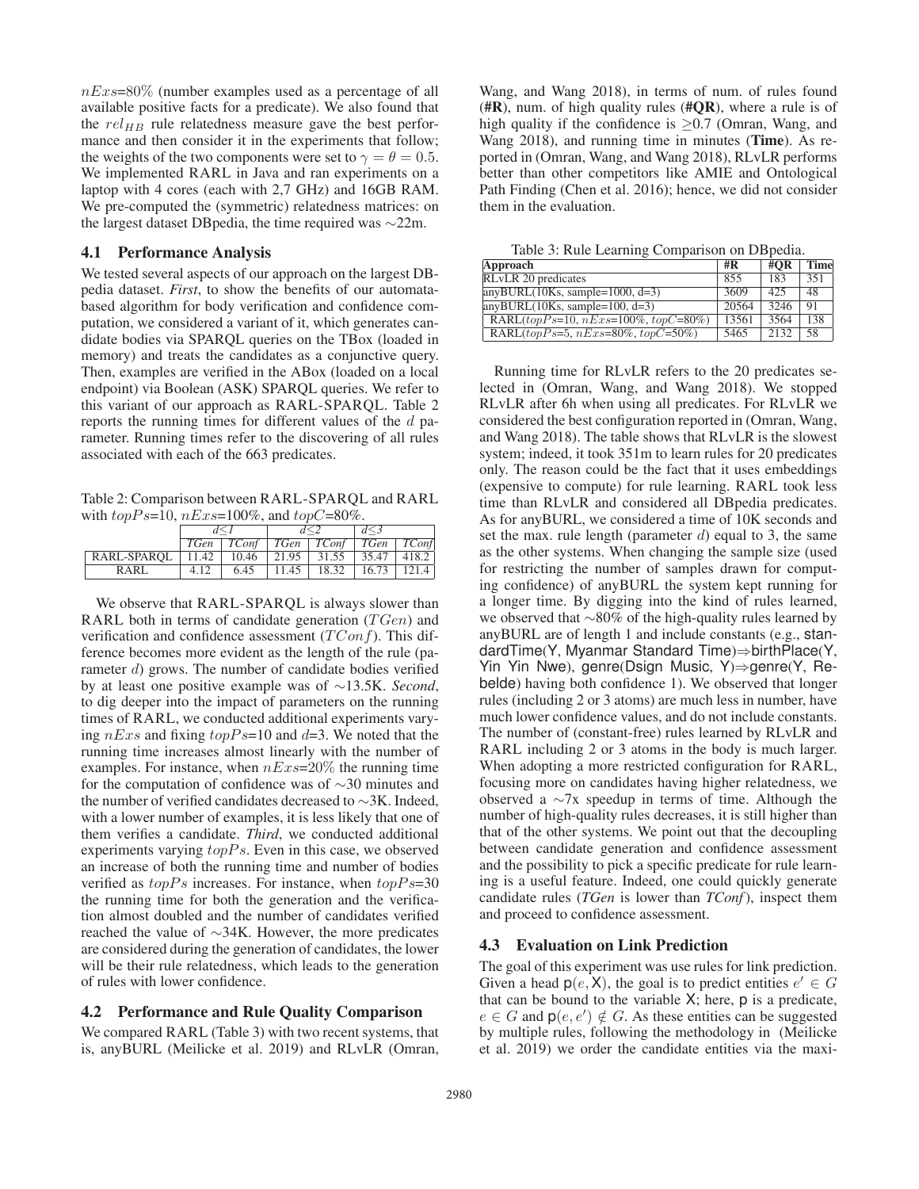$nExs$=80% (number examples used as a percentage of all available positive facts for a predicate). We also found that the $rel_{HB}$ rule relatedness measure gave the best performance and then consider it in the experiments that follow; the weights of the two components were set to $\gamma = \theta = 0.5$. We implemented RARL in Java and ran experiments on a laptop with 4 cores (each with 2,7 GHz) and 16GB RAM. We pre-computed the (symmetric) relatedness matrices: on the largest dataset DBpedia, the time required was ∼22m.

### 4.1 Performance Analysis

We tested several aspects of our approach on the largest DBpedia dataset. *First*, to show the benefits of our automata-based algorithm for body verification and confidence computation, we considered a variant of it, which generates candidate bodies via SPARQL queries on the TBox (loaded in memory) and treats the candidates as a conjunctive query. Then, examples are verified in the ABox (loaded on a local endpoint) via Boolean (ASK) SPARQL queries. We refer to this variant of our approach as RARL-SPARQL. Table 2 reports the running times for different values of the $d$ parameter. Running times refer to the discovering of all rules associated with each of the 663 predicates.

Table 2: Comparison between RARL-SPARQL and RARL with $topPs$=10, $nExs$=100%, and $topC$=80%.

| | $d \leq 1$ | | $d \leq 2$ | | $d \leq 3$ | |
|---|---|---|---|---|---|---|
| | *TGen* | *TConf* | *TGen* | *TConf* | *TGen* | *TConf* |
| RARL-SPARQL | 11.42 | 10.46 | 21.95 | 31.55 | 35.47 | 418.2 |
| RARL | 4.12 | 6.45 | 11.45 | 18.32 | 16.73 | 121.4 |

We observe that RARL-SPARQL is always slower than RARL both in terms of candidate generation ($TGen$) and verification and confidence assessment ($TConf$). This difference becomes more evident as the length of the rule (parameter $d$) grows. The number of candidate bodies verified by at least one positive example was of ∼13.5K. *Second*, to dig deeper into the impact of parameters on the running times of RARL, we conducted additional experiments varying $nExs$ and fixing $topPs$=10 and $d$=3. We noted that the running time increases almost linearly with the number of examples. For instance, when $nExs$=20% the running time for the computation of confidence was of ∼30 minutes and the number of verified candidates decreased to ∼3K. Indeed, with a lower number of examples, it is less likely that one of them verifies a candidate. *Third*, we conducted additional experiments varying $topPs$. Even in this case, we observed an increase of both the running time and number of bodies verified as $topPs$ increases. For instance, when $topPs$=30 the running time for both the generation and the verification almost doubled and the number of candidates verified reached the value of ∼34K. However, the more predicates are considered during the generation of candidates, the lower will be their rule relatedness, which leads to the generation of rules with lower confidence.

### 4.2 Performance and Rule Quality Comparison

We compared RARL (Table 3) with two recent systems, that is, anyBURL (Meilicke et al. 2019) and RLvLR (Omran, Wang, and Wang 2018), in terms of num. of rules found (**#R**), num. of high quality rules (**#QR**), where a rule is of high quality if the confidence is ≥0.7 (Omran, Wang, and Wang 2018), and running time in minutes (**Time**). As reported in (Omran, Wang, and Wang 2018), RLvLR performs better than other competitors like AMIE and Ontological Path Finding (Chen et al. 2016); hence, we did not consider them in the evaluation.

Table 3: Rule Learning Comparison on DBpedia.

| Approach | #R | #QR | Time |
|---|---|---|---|
| RLvLR 20 predicates | 855 | 183 | 351 |
| anyBURL(10Ks, sample=1000, d=3) | 3609 | 425 | 48 |
| anyBURL(10Ks, sample=100, d=3) | 20564 | 3246 | 91 |
| RARL($topPs$=10, $nExs$=100%, $topC$=80%) | 13561 | 3564 | 138 |
| RARL($topPs$=5, $nExs$=80%, $topC$=50%) | 5465 | 2132 | 58 |

Running time for RLvLR refers to the 20 predicates selected in (Omran, Wang, and Wang 2018). We stopped RLvLR after 6h when using all predicates. For RLvLR we considered the best configuration reported in (Omran, Wang, and Wang 2018). The table shows that RLvLR is the slowest system; indeed, it took 351m to learn rules for 20 predicates only. The reason could be the fact that it uses embeddings (expensive to compute) for rule learning. RARL took less time than RLvLR and considered all DBpedia predicates. As for anyBURL, we considered a time of 10K seconds and set the max. rule length (parameter $d$) equal to 3, the same as the other systems. When changing the sample size (used for restricting the number of samples drawn for computing confidence) of anyBURL the system kept running for a longer time. By digging into the kind of rules learned, we observed that ∼80% of the high-quality rules learned by anyBURL are of length 1 and include constants (e.g., standardTime(Y, Myanmar Standard Time)⇒birthPlace(Y, Yin Yin Nwe), genre(Dsign Music, Y)⇒genre(Y, Rebelde) having both confidence 1). We observed that longer rules (including 2 or 3 atoms) are much less in number, have much lower confidence values, and do not include constants. The number of (constant-free) rules learned by RLvLR and RARL including 2 or 3 atoms in the body is much larger. When adopting a more restricted configuration for RARL, focusing more on candidates having higher relatedness, we observed a ∼7x speedup in terms of time. Although the number of high-quality rules decreases, it is still higher than that of the other systems. We point out that the decoupling between candidate generation and confidence assessment and the possibility to pick a specific predicate for rule learning is a useful feature. Indeed, one could quickly generate candidate rules (*TGen* is lower than *TConf*), inspect them and proceed to confidence assessment.

### 4.3 Evaluation on Link Prediction

The goal of this experiment was use rules for link prediction. Given a head $\mathsf{p}(e, \mathsf{X})$, the goal is to predict entities $e' \in G$ that can be bound to the variable $\mathsf{X}$; here, $\mathsf{p}$ is a predicate, $e \in G$ and $\mathsf{p}(e, e') \notin G$. As these entities can be suggested by multiple rules, following the methodology in (Meilicke et al. 2019) we order the candidate entities via the maxi-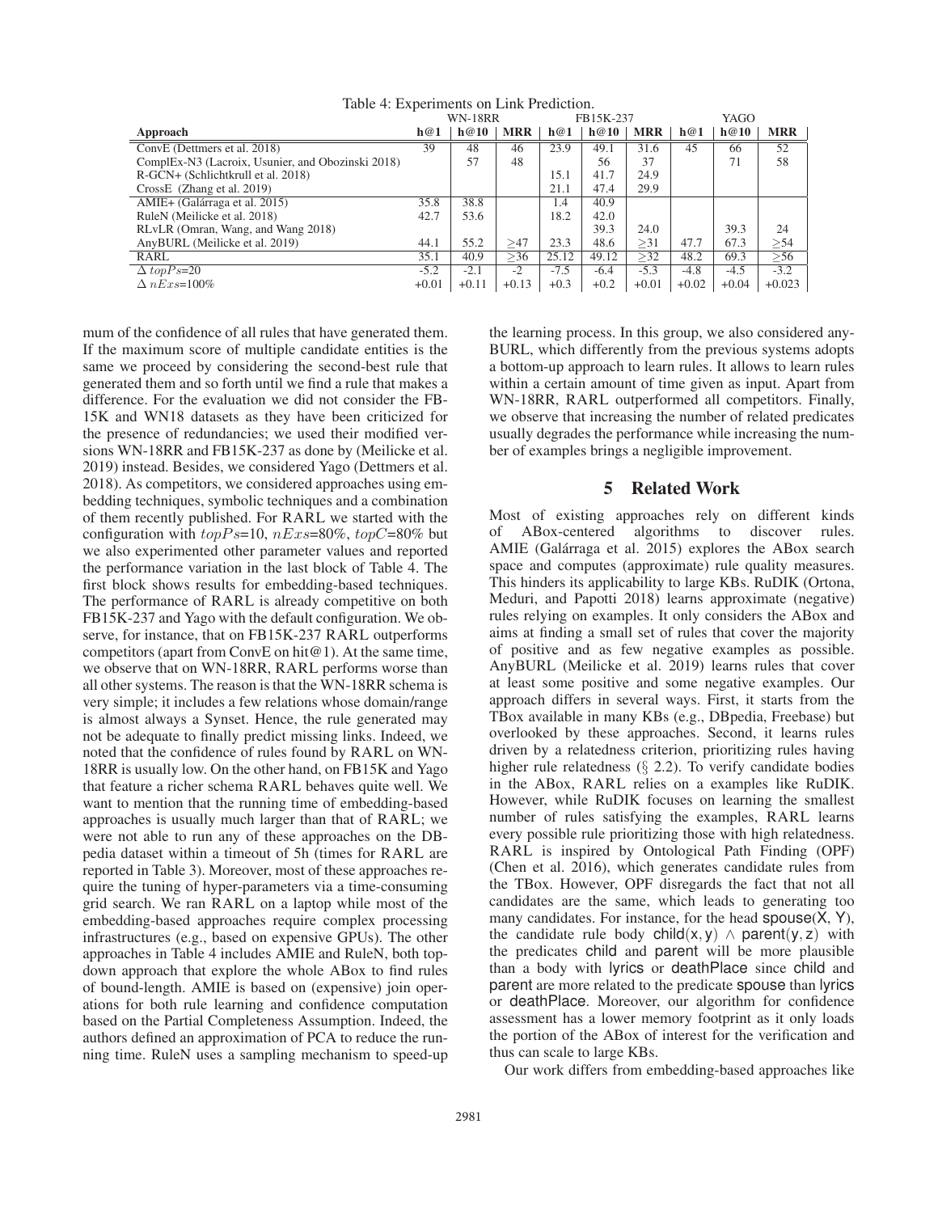Table 4: Experiments on Link Prediction.

| | WN-18RR | | | FB15K-237 | | | YAGO | | |
|---|---|---|---|---|---|---|---|---|---|
| **Approach** | **h@1** | **h@10** | **MRR** | **h@1** | **h@10** | **MRR** | **h@1** | **h@10** | **MRR** |
| ConvE (Dettmers et al. 2018) | 39 | 48 | 46 | 23.9 | 49.1 | 31.6 | 45 | 66 | 52 |
| ComplEx-N3 (Lacroix, Usunier, and Obozinski 2018) | | 57 | 48 | | 56 | 37 | | 71 | 58 |
| R-GCN+ (Schlichtkrull, et al. 2018) | | | | 15.1 | 41.7 | 24.9 | | | |
| CrossE (Zhang et al. 2019) | | | | 21.1 | 47.4 | 29.9 | | | |
| AMIE+ (Galárraga et al. 2015) | 35.8 | 38.8 | | 1.4 | 40.9 | | | | |
| RuleN (Meilicke et al. 2018) | 42.7 | 53.6 | | 18.2 | 42.0 | | | | |
| RLvLR (Omran, Wang, and Wang 2018) | | | | | 39.3 | 24.0 | | 39.3 | 24 |
| AnyBURL (Meilicke et al. 2019) | 44.1 | 55.2 | ≥47 | 23.3 | 48.6 | ≥31 | 47.7 | 67.3 | ≥54 |
| RARL | 35.1 | 40.9 | ≥36 | 25.12 | 49.12 | ≥32 | 48.2 | 69.3 | ≥56 |
| $\Delta$ $topPs$=20 | -5.2 | -2.1 | -2 | -7.5 | -6.4 | -5.3 | -4.8 | -4.5 | -3.2 |
| $\Delta$ $nExs$=100% | +0.01 | +0.11 | +0.13 | +0.3 | +0.2 | +0.01 | +0.02 | +0.04 | +0.023 |

mum of the confidence of all rules that have generated them. If the maximum score of multiple candidate entities is the same we proceed by considering the second-best rule that generated them and so forth until we find a rule that makes a difference. For the evaluation we did not consider the FB-15K and WN18 datasets as they have been criticized for the presence of redundancies; we used their modified versions WN-18RR and FB15K-237 as done by (Meilicke et al. 2019) instead. Besides, we considered Yago (Dettmers et al. 2018). As competitors, we considered approaches using embedding techniques, symbolic techniques and a combination of them recently published. For RARL we started with the configuration with $topPs$=10, $nExs$=80%, $topC$=80% but we also experimented other parameter values and reported the performance variation in the last block of Table 4. The first block shows results for embedding-based techniques. The performance of RARL is already competitive on both FB15K-237 and Yago with the default configuration. We observe, for instance, that on FB15K-237 RARL outperforms competitors (apart from ConvE on hit@1). At the same time, we observe that on WN-18RR, RARL performs worse than all other systems. The reason is that the WN-18RR schema is very simple; it includes a few relations whose domain/range is almost always a Synset. Hence, the rule generated may not be adequate to finally predict missing links. Indeed, we noted that the confidence of rules found by RARL on WN-18RR is usually low. On the other hand, on FB15K and Yago that feature a richer schema RARL behaves quite well. We want to mention that the running time of embedding-based approaches is usually much larger than that of RARL; we were not able to run any of these approaches on the DBpedia dataset within a timeout of 5h (times for RARL are reported in Table 3). Moreover, most of these approaches require the tuning of hyper-parameters via a time-consuming grid search. We ran RARL on a laptop while most of the embedding-based approaches require complex processing infrastructures (e.g., based on expensive GPUs). The other approaches in Table 4 includes AMIE and RuleN, both top-down approach that explore the whole ABox to find rules of bound-length. AMIE is based on (expensive) join operations for both rule learning and confidence computation based on the Partial Completeness Assumption. Indeed, the authors defined an approximation of PCA to reduce the running time. RuleN uses a sampling mechanism to speed-up the learning process. In this group, we also considered anyBURL, which differently from the previous systems adopts a bottom-up approach to learn rules. It allows to learn rules within a certain amount of time given as input. Apart from WN-18RR, RARL outperformed all competitors. Finally, we observe that increasing the number of related predicates usually degrades the performance while increasing the number of examples brings a negligible improvement.

## 5 Related Work

Most of existing approaches rely on different kinds of ABox-centered algorithms to discover rules. AMIE (Galárraga et al. 2015) explores the ABox search space and computes (approximate) rule quality measures. This hinders its applicability to large KBs. RuDIK (Ortona, Meduri, and Papotti 2018) learns approximate (negative) rules relying on examples. It only considers the ABox and aims at finding a small set of rules that cover the majority of positive and as few negative examples as possible. AnyBURL (Meilicke et al. 2019) learns rules that cover at least some positive and some negative examples. Our approach differs in several ways. First, it starts from the TBox available in many KBs (e.g., DBpedia, Freebase) but overlooked by these approaches. Second, it learns rules driven by a relatedness criterion, prioritizing rules having higher rule relatedness (§ 2.2). To verify candidate bodies in the ABox, RARL relies on a examples like RuDIK. However, while RuDIK focuses on learning the smallest number of rules satisfying the examples, RARL learns every possible rule prioritizing those with high relatedness. RARL is inspired by Ontological Path Finding (OPF) (Chen et al. 2016), which generates candidate rules from the TBox. However, OPF disregards the fact that not all candidates are the same, which leads to generating too many candidates. For instance, for the head spouse(X, Y), the candidate rule body child(x, y) $\wedge$ parent(y, z) with the predicates child and parent will be more plausible than a body with lyrics or deathPlace since child and parent are more related to the predicate spouse than lyrics or deathPlace. Moreover, our algorithm for confidence assessment has a lower memory footprint as it only loads the portion of the ABox of interest for the verification and thus can scale to large KBs.

Our work differs from embedding-based approaches like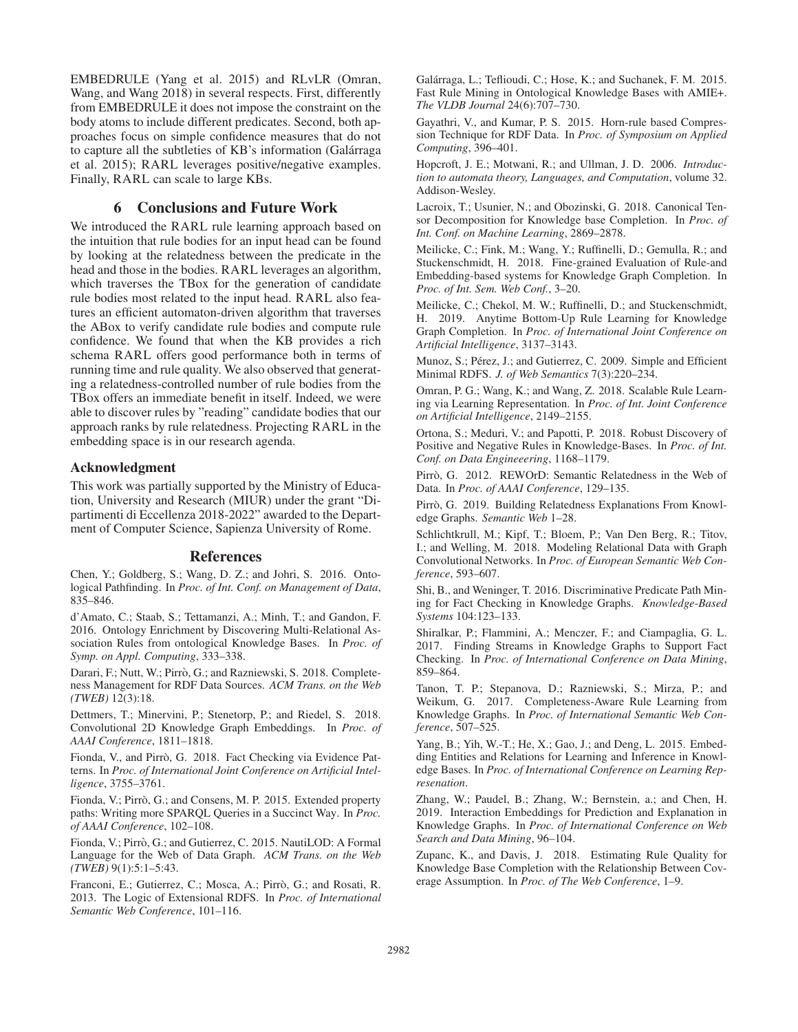EMBEDRULE (Yang et al. 2015) and RLvLR (Omran, Wang, and Wang 2018) in several respects. First, differently from EMBEDRULE it does not impose the constraint on the body atoms to include different predicates. Second, both approaches focus on simple confidence measures that do not to capture all the subtleties of KB's information (Galárraga et al. 2015); RARL leverages positive/negative examples. Finally, RARL can scale to large KBs.

## 6 Conclusions and Future Work

We introduced the RARL rule learning approach based on the intuition that rule bodies for an input head can be found by looking at the relatedness between the predicate in the head and those in the bodies. RARL leverages an algorithm, which traverses the TBox for the generation of candidate rule bodies most related to the input head. RARL also features an efficient automaton-driven algorithm that traverses the ABox to verify candidate rule bodies and compute rule confidence. We found that when the KB provides a rich schema RARL offers good performance both in terms of running time and rule quality. We also observed that generating a relatedness-controlled number of rule bodies from the TBox offers an immediate benefit in itself. Indeed, we were able to discover rules by "reading" candidate bodies that our approach ranks by rule relatedness. Projecting RARL in the embedding space is in our research agenda.

### Acknowledgment

This work was partially supported by the Ministry of Education, University and Research (MIUR) under the grant "Dipartimenti di Eccellenza 2018-2022" awarded to the Department of Computer Science, Sapienza University of Rome.

## References

Chen, Y.; Goldberg, S.; Wang, D. Z.; and Johri, S. 2016. Ontological Pathfinding. In *Proc. of Int. Conf. on Management of Data*, 835–846.

d'Amato, C.; Staab, S.; Tettamanzi, A.; Minh, T.; and Gandon, F. 2016. Ontology Enrichment by Discovering Multi-Relational Association Rules from ontological Knowledge Bases. In *Proc. of Symp. on Appl. Computing*, 333–338.

Darari, F.; Nutt, W.; Pirrò, G.; and Razniewski, S. 2018. Completeness Management for RDF Data Sources. *ACM Trans. on the Web (TWEB)* 12(3):18.

Dettmers, T.; Minervini, P.; Stenetorp, P.; and Riedel, S. 2018. Convolutional 2D Knowledge Graph Embeddings. In *Proc. of AAAI Conference*, 1811–1818.

Fionda, V., and Pirrò, G. 2018. Fact Checking via Evidence Patterns. In *Proc. of International Joint Conference on Artificial Intelligence*, 3755–3761.

Fionda, V.; Pirrò, G.; and Consens, M. P. 2015. Extended property paths: Writing more SPARQL Queries in a Succinct Way. In *Proc. of AAAI Conference*, 102–108.

Fionda, V.; Pirrò, G.; and Gutierrez, C. 2015. NautiLOD: A Formal Language for the Web of Data Graph. *ACM Trans. on the Web (TWEB)* 9(1):5:1–5:43.

Franconi, E.; Gutierrez, C.; Mosca, A.; Pirrò, G.; and Rosati, R. 2013. The Logic of Extensional RDFS. In *Proc. of International Semantic Web Conference*, 101–116.

Galárraga, L.; Teflioudi, C.; Hose, K.; and Suchanek, F. M. 2015. Fast Rule Mining in Ontological Knowledge Bases with AMIE+. *The VLDB Journal* 24(6):707–730.

Gayathri, V., and Kumar, P. S. 2015. Horn-rule based Compression Technique for RDF Data. In *Proc. of Symposium on Applied Computing*, 396–401.

Hopcroft, J. E.; Motwani, R.; and Ullman, J. D. 2006. *Introduction to automata theory, Languages, and Computation*, volume 32. Addison-Wesley.

Lacroix, T.; Usunier, N.; and Obozinski, G. 2018. Canonical Tensor Decomposition for Knowledge base Completion. In *Proc. of Int. Conf. on Machine Learning*, 2869–2878.

Meilicke, C.; Fink, M.; Wang, Y.; Ruffinelli, D.; Gemulla, R.; and Stuckenschmidt, H. 2018. Fine-grained Evaluation of Rule-and Embedding-based systems for Knowledge Graph Completion. In *Proc. of Int. Sem. Web Conf.*, 3–20.

Meilicke, C.; Chekol, M. W.; Ruffinelli, D.; and Stuckenschmidt, H. 2019. Anytime Bottom-Up Rule Learning for Knowledge Graph Completion. In *Proc. of International Joint Conference on Artificial Intelligence*, 3137–3143.

Munoz, S.; Pérez, J.; and Gutierrez, C. 2009. Simple and Efficient Minimal RDFS. *J. of Web Semantics* 7(3):220–234.

Omran, P. G.; Wang, K.; and Wang, Z. 2018. Scalable Rule Learning via Learning Representation. In *Proc. of Int. Joint Conference on Artificial Intelligence*, 2149–2155.

Ortona, S.; Meduri, V.; and Papotti, P. 2018. Robust Discovery of Positive and Negative Rules in Knowledge-Bases. In *Proc. of Int. Conf. on Data Engineeering*, 1168–1179.

Pirrò, G. 2012. REWOrD: Semantic Relatedness in the Web of Data. In *Proc. of AAAI Conference*, 129–135.

Pirrò, G. 2019. Building Relatedness Explanations From Knowledge Graphs. *Semantic Web* 1–28.

Schlichtkrull, M.; Kipf, T.; Bloem, P.; Van Den Berg, R.; Titov, I.; and Welling, M. 2018. Modeling Relational Data with Graph Convolutional Networks. In *Proc. of European Semantic Web Conference*, 593–607.

Shi, B., and Weninger, T. 2016. Discriminative Predicate Path Mining for Fact Checking in Knowledge Graphs. *Knowledge-Based Systems* 104:123–133.

Shiralkar, P.; Flammini, A.; Menczer, F.; and Ciampaglia, G. L. 2017. Finding Streams in Knowledge Graphs to Support Fact Checking. In *Proc. of International Conference on Data Mining*, 859–864.

Tanon, T. P.; Stepanova, D.; Razniewski, S.; Mirza, P.; and Weikum, G. 2017. Completeness-Aware Rule Learning from Knowledge Graphs. In *Proc. of International Semantic Web Conference*, 507–525.

Yang, B.; Yih, W.-T.; He, X.; Gao, J.; and Deng, L. 2015. Embedding Entities and Relations for Learning and Inference in Knowledge Bases. In *Proc. of International Conference on Learning Represenation*.

Zhang, W.; Paudel, B.; Zhang, W.; Bernstein, a.; and Chen, H. 2019. Interaction Embeddings for Prediction and Explanation in Knowledge Graphs. In *Proc. of International Conference on Web Search and Data Mining*, 96–104.

Zupanc, K., and Davis, J. 2018. Estimating Rule Quality for Knowledge Base Completion with the Relationship Between Coverage Assumption. In *Proc. of The Web Conference*, 1–9.